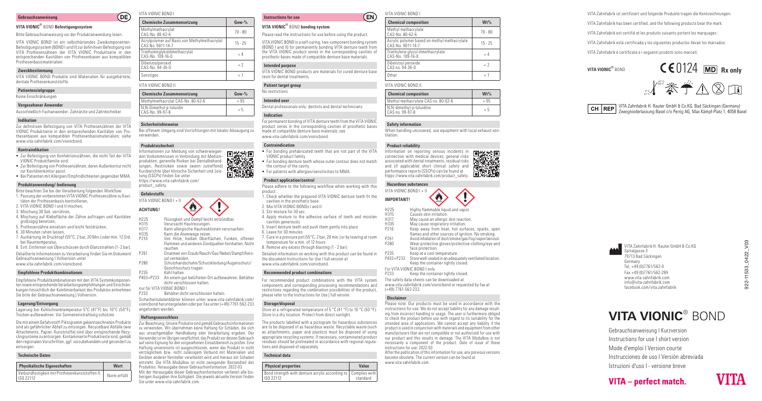# Gebrauchsanweisung

DE

## VITA VIONIC® BOND Befestigungssystem

Bitte Gebrauchsanweisung vor der Produktanwendung lesen.

VITA VIONIC BOND ist ein selbsthärtendes Zweikomponenten-Befestigungssystem (BOND I und II) zur definitiven Befestigung von VITA Prothesenzähnen der VITA VIONIC Produktserie in den entsprechenden Kavitäten von Prothesenbasen aus kompatiblen Prothesenbasismaterialien.

### Zweckbestimmung

VITA VIONIC BOND Produkte sind Materialien für ausgehärtete, dentale Prothesenkunststoffe.

### Patientenzielgruppe

Keine Einschränkungen

### Vorgesehener Anwender

Ausschließlich Fachanwender: Zahnärzte und Zahntechniker

### Indikation

Zur definitiven Befestigung von VITA Prothesenzähnen der VITA VIONIC Produktserie in den entsprechenden Kavitäten von Prothesenbasen aus kompatiblen Prothesenbasismaterialien; siehe www.vita-zahnfabrik.com/vionicbond.

### Kontraindikation

- Zur Befestigung von Konfektionszähnen, die nicht Teil der VITA VIONIC Produktfamilie sind.
- Zur Befestigung von Prothesenzähnen, deren Außenkontur nicht zur Kavitätenkontur passt.
- Bei Patienten mit Allergien/Empfindlichkeiten gegenüber MMA.

### Produktanwendung/-bedienung

Bitte beachten Sie bei der Verarbeitung folgenden Workflow:

1. Passung der vorbereiteten VITA VIONIC Prothesenzähne zu Kavitäten der Prothesenbasis kontrollieren,
2. VITA VIONIC BOND I und II mischen,
3. Mischung 30 Sek. verrühren,
4. Mischung auf Klebefläche der Zähne auftragen und Kavitäten großzügig benetzen,
5. Prothesenzähne einsetzen und leicht festdrücken,
6. 30 Minuten ruhen lassen,
7. Aushärtung im Drucktopf (55°C, 2 bar, 20 Min.) oder min. 12 Std. bei Raumtemperatur,
8. Evtl. Entfernen von Überschüssen durch Glanzstrahlen (1 - 2 bar).

Detaillierte Informationen zu Verarbeitung finden Sie im Dokument Gebrauchsanweisung I Vollversion unter www.vita-zahnfabrik.com/vionicbond.

### Empfohlene Produktkombinationen

Empfohlene Produktkombinationen mit den VITA Systemkomponenten sowie entsprechende Verarbeitungsempfehlungen und Einschränkungen hinsichtlich der Kombinierbarkeit des Produktes entnehmen Sie bitte der Gebrauchsanweisung | Vollversion.

### Lagerung/Entsorgung

Lagerung bei Kühlschranktemperatur 5°C (41°F) bis 10°C (50°F). Trocken aufbewahren. Vor Sonneneinstrahlung schützen.

Die mit einem Gefahrstoff-Piktogramm gekennzeichneten Produkte sind als gefährlicher Abfall zu entsorgen. Recyclebare Abfälle (wie Attachments, Papier, Kunststoffe) sind über entsprechende Recyclingsysteme zu entsorgen. Kontaminierte Produktreste sind, gemäß den regionalen Vorschriften, ggf. vorzubehandeln und gesondert zu entsorgen.

### Technische Daten

| Physikalische Eigenschaften | Wert |
|---|---|
| Verbundfestigkeit mit Prothesenkunststoffen lt. ISO 22112 | Norm erfüllt |

VITA VIONIC BOND I

| Chemische Zusammensetzung | Gew-% |
|---|---|
| Methylmethacrylat CAS-No. 80-62-6 | 70 - 80 |
| Acrylpolymer auf Basis von Methylmethacrylat CAS No. 9011-14-7 | 15 - 25 |
| Triethylenglykoldimethacrylat CAS-No. 109-16-0 | < 4 |
| Dibenzoylperoxid CAS-No. 94-36-0 | < 2 |
| Sonstiges | < 1 |

VITA VIONIC BOND II

| Chemische Zusammensetzung | Gew-% |
|---|---|
| Methylmethacrylat CAS-No. 80-62-6 | > 95 |
| N,N-Dimethyl-p-toluidin CAS-No. 99-97-8 | < 5 |

### Sicherheitshinweise

Bei offenem Umgang sind Vorrichtungen mit lokaler Absaugung zu verwenden.

### Produktsicherheit

Informationen zur Meldung von schwerwiegenden Vorkommnissen in Verbindung mit Medizinprodukten, generelle Risiken bei Dentalbehandlungen, Restrisiken sowie (wenn zutreffend) Kurzberichte über klinische Sicherheit und Leistung (SSCPs) finden Sie unter https://www.vita-zahnfabrik.com/product_safety.

### Gefahrstoffe

VITA VIONIC BOND I + II

**ACHTUNG!**

- H225 Flüssigkeit und Dampf leicht entzündbar.
- H315 Verursacht Hautreizungen.
- H317 Kann allergische Hautreaktionen verursachen.
- H335 Kann die Atemwege reizen.
- P210 Von Hitze, heißen Oberflächen, Funken, offenen Flammen und anderen Zündquellen fernhalten. Nicht rauchen.
- P261 Einatmen von Staub/Rauch/Gas/Nebel/Dampf/Aerosol vermeiden.
- P280 Schutzhandschuhe/Schutzkleidung/Augenschutz/Gesichtsschutz tragen.
- P235 Kühl halten.
- P403+P233 An einem gut belüfteten Ort aufbewahren. Behälter dicht verschlossen halten.

nur für VITA VIONIC BOND I

- P233 Behälter dicht verschlossen halten.

Sicherheitsdatenblätter können unter www.vita-zahnfabrik.com/vionicbond heruntergeladen oder per Fax unter (+49) 7761-562-233 angefordert werden.

### Haftungsausschluss

Zur Beachtung: Unsere Produkte sind gemäß Gebrauchsinformationen zu verwenden. Wir übernehmen keine Haftung für Schäden, die sich aus unsachgemäßer Handhabung oder Verarbeitung ergeben. Der Verwender ist im Übrigen verpflichtet, das Produkt vor dessen Gebrauch auf seine Eignung für den vorgesehenen Einsatzbereich zu prüfen. Eine Haftung unsererseits ist ausgeschlossen, wenn das Produkt in nicht verträglichem bzw. nicht zulässigem Verbund mit Materialien und Geräten anderer Hersteller verarbeitet wird und hieraus ein Schaden entsteht. Die VITA Modulbox ist nicht zwingender Bestandteil des Produktes. Herausgabe dieser Gebrauchsinformation: 2022-03

Mit der Herausgabe dieser Gebrauchsinformation verlieren alle bisherigen Ausgaben ihre Gültigkeit. Die jeweils aktuelle Version finden Sie unter www.vita-zahnfabrik.com.

# Instructions for use

EN

## VITA VIONIC® BOND bonding system

Please read the instructions for use before using the product.

VITA VIONIC BOND is a self-curing, two-component bonding system (BOND I and II) for permanently bonding VITA denture teeth from the VITA VIONIC product series in the corresponding cavities of prosthetic bases made of compatible denture base materials.

### Intended purpose

VITA VIONIC BOND products are materials for cured denture base resin for dental treatments.

### Patient target group

No restrictions

### Intended user

Dental professionals only: dentists and dental technicians

### Indication

For permanent bonding of VITA denture teeth from the VITA VIONIC product series in the corresponding cavities of prosthetic bases made of compatible denture base materials; see www.vita-zahnfabrik.com/vionicbond.

### Contraindication

- For bonding prefabricated teeth that are not part of the VITA VIONIC product family.
- For bonding denture teeth whose outer contour does not match the contour of the cavity.
- For patients with allergies/sensitivities to MMA.

### Product application/control

Please adhere to the following workflow when working with this product:

1. Check whether the prepared VITA VIONIC denture teeth fit the cavities in the prosthetic base
2. Mix VITA VIONIC BONDs I and II
3. Stir mixture for 30 sec.
4. Apply mixture to the adhesive surface of teeth and moisten cavities generously
5. Insert denture teeth and push them gently into place
6. Leave for 30 minutes
7. Cure in a pressure pot (55°C, 2 bar, 20 min.) or by leaving at room temperature for a min. of 12 hours
8. Remove any excess through blasting (1 - 2 bar).

Detailed information on working with this product can be found in the document Instructions for Use I full version at www.vita-zahnfabrik.com/vionicbond.

### Recommended product combinations

For recommended product combinations with the VITA system components and corresponding processing recommendations and restrictions regarding the combination possibilities of the product, please refer to the Instructions for Use | full version.

### Storage/disposal

Store at a refrigerated temperature of 5 °C (41°F) to 10 °C (50°F). Store in a dry location. Protect from direct sunlight.

The products labelled with a pictogram for hazardous substances are to be disposed of as hazardous waste. Recyclable waste (such as attachments, paper and plastics) must be disposed of using appropriate recycling systems. If necessary, contaminated product residues should be pretreated in accordance with regional regulations and disposed of separately.

### Technical data

| Physical properties | Value |
|---|---|
| Bond strength with denture acrylic according to ISO 22112 | Complies with standard |

VITA VIONIC BOND I

| Chemical composition | Wt% |
|---|---|
| Methyl methacrylate CAS-No. 80-62-6 | 70 - 80 |
| Acrylic polymer based on methyl methacrylate CAS-No. 9011-14-7 | 15 - 25 |
| Triethylene glycol dimethacrylate CAS-No. 109-16-0 | < 4 |
| Dibenzoyl peroxide CAS no. 94-36-0 | < 2 |
| Other | < 1 |

VITA VIONIC BOND II

| Chemical composition | Wt% |
|---|---|
| Methyl methacrylate CAS no. 80-62-6 | > 95 |
| N,N-dimethyl-p-toluidine CAS no. 99-97-8 | < 5 |

### Safety information

When handling uncovered, use equipment with local exhaust ventilation.

### Product reliability

Information on reporting serious incidents in connection with medical devices, general risks associated with dental treatments, residual risks and (if applicable) short clinical safety and performance reports (SSCPs) can be found at https://www.vita-zahnfabrik.com/product_safety.

### Hazardous substances

VITA VIONIC BOND I + II

**IMPORTANT!**

- H225 Highly flammable liquid and vapor.
- H315 Causes skin irritation.
- H317 May cause an allergic skin reaction.
- H335 May cause respiratory irritation.
- P210 Keep away from heat, hot surfaces, sparks, open flames and other sources of ignition. No smoking.
- P261 Avoid inhalation of dust/smoke/gas/fog/vapor/aerosol.
- P280 Wear protective gloves/protective clothing/eye and face protection.
- P235 Keep at a cool temperature.
- P403+P233 Store well-sealed in an adequately ventilated location. Keep the container tightly closed.

For VITA VIONIC BOND I only

- P233 Keep the container tightly closed.

The safety data sheets can be downloaded at www.vita-zahnfabrik.com/vionicbond or requested by fax at (+49) 7761-562-233.

### Disclaimer

Please note: Our products must be used in accordance with the instructions for use. We do not accept liability for any damage resulting from incorrect handling or usage. The user is furthermore obliged to check the product before use with regard to its suitability for the intended area of applications. We cannot accept any liability if the product is used in conjunction with materials and equipment from other manufacturers that are not compatible or not authorized for use with our product and this results in damage. The VITA Modulbox is not necessarily a component of the product. Date of issue of these instructions for use: 2022-03

After the publication of this information for use, any previous versions become obsolete. The current version can be found at www.vita-zahnfabrik.com.

VITA Zahnfabrik ist zertifiziert und folgende Produkte tragen die Kennzeichnungen:

VITA Zahnfabrik has been certified, and the following products bear the mark:

VITA Zahnfabrik est certifié et les produits suivants portent les marquages :

VITA Zahnfabrik está certificada y los siguientes productos llevan los marcados:

VITA Zahnfabrik è certificata e i seguenti prodotti sono marcati:

VITA VIONIC® BOND CE 0124 MD Rx only

CH REP VITA Zahnfabrik H. Rauter GmbH & Co.KG, Bad Säckingen (Germany) Zweigniederlassung Basel c/o Perrig AG, Max Kämpf-Platz 1, 4058 Basel

VITA Zahnfabrik H. Rauter GmbH & Co.KG
Spitalgasse 3
79713 Bad Säckingen
Germany
Tel. +49 (0)7761/562-0
Fax +49 (0)7761/562-299
www.vita-zahnfabrik.com
info@vita-zahnfabrik.com
facebook.com/vita.zahnfabrik

9211533_0422_V03

# VITA VIONIC® BOND

Gebrauchsanweisung I Kurzversion
Instructions for use I short version
Mode d'emploi I Version courte
Instrucciones de uso I Versión abreviada
Istruzioni d'uso I - versione breve

VITA – perfect match.

VITA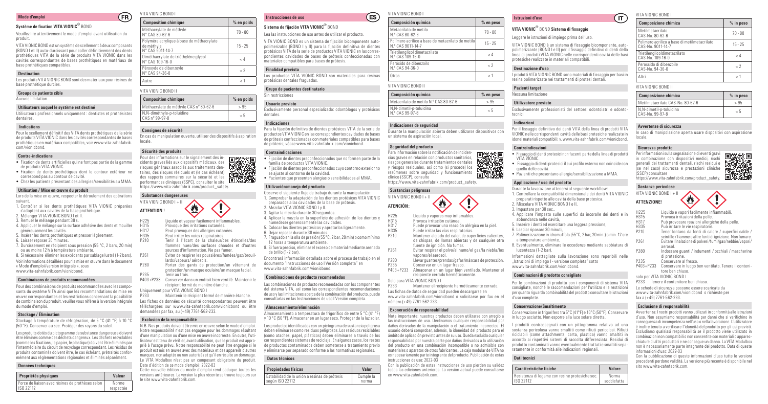# Mode d'emploi

FR

## Système de fixation VITA VIONIC® BOND

Veuillez lire attentivement le mode d'emploi avant utilisation du produit.

VITA VIONIC BOND est un système de scellement à deux composants (BOND I et II) auto-durcissant pour coller définitivement des dents prothétiques VITA de la série de produits VITA VIONIC dans les cavités correspondantes de bases prothétiques en matériaux de base prothétiques compatibles.

### Destination

Les produits VITA VIONIC BOND sont des matériaux pour résines de base prothétique durcies.

### Groupe de patients cible

Aucune limitation.

### Utilisateurs auquel le système est destiné

Utilisateurs professionnels uniquement : dentistes et prothésistes dentaires.

### Indications

Pour le scellement définitif des VITA dents prothétiques de la série de produits VITA VIONIC dans les cavités correspondantes de bases prothétiques en matériaux compatibles, voir www.vita-zahnfabrik.com/vionicbond.

### Contre-indications

- Fixation de dents artificielles qui ne font pas partie de la gamme de produits VITA VIONIC.
- Fixation de dents prothétiques dont le contour extérieur ne correspond pas au contour de cavité.
- Chez les patients présentant des allergies/sensibilités au MMA.

### Utilisation / Mise en œuvre du produit

Lors de la mise en œuvre, respecter le déroulement des opérations suivant :

1. Contrôler si les dents prothétiques VITA VIONIC préparées s'adaptent aux cavités de la base prothétique.
2. Mélanger VITA VIONIC BOND I et II.
3. Remuer le mélange pendant 30 s.
4. Appliquer le mélange sur la surface adhésive des dents et mouiller généreusement les cavités.
5. Insérer les dents prothétiques et presser légèrement.
6. Laisser reposer 30 minutes.
7. Durcissement en récipient sous pression (55 °C, 2 bars, 20 min) ou au moins 12 h à température ambiante.
8. Si nécessaire éliminer les excédents par sablage lustré (1-2 bars).

Voir informations détaillées pour la mise en œuvre dans le document « Mode d'emploi/version intégrale », sous www.vita-zahnfabrik.com/vionicbond.

### Combinaisons de produits recommandées

Pour des combinaisons de produits recommandées avec les composants du système VITA ainsi que les recommandations de mise en œuvre correspondantes et les restrictions concernant la possibilité de combinaison du produit, veuillez vous référer à la version intégrale du mode d'emploi.

### Stockage / Élimination

Stockage à température de réfrigération, de 5 °C (41 °F) à 10 °C (50 °F). Conserver au sec. Protéger des rayons du soleil.

Les produits dotés du pictogramme de substance dangereuse doivent être éliminés comme des déchets dangereux. Les déchets recyclables (comme les fixations, le papier, le plastique) doivent être éliminés par l'intermédiaire du circuit de recyclage correspondant. Les résidus de produits contaminés doivent être, le cas échéant, prétraités conformément aux réglementations régionales et éliminés séparément.

### Données techniques

| Propriétés physiques | Valeur |
| --- | --- |
| Force de liaison avec résines de prothèses selon ISO 22112 | Norme respectée |

VITA VIONIC BOND I

| Composition chimique | % en poids |
| --- | --- |
| Méthacrylate de méthyle N° CAS 80-62-6 | 70 - 80 |
| Polymère acrylique à base de méthacrylate de méthyle N° CAS 9011-14-7 | 15 - 25 |
| Diméthacrylate de triéthylène glycol N° CAS 109-16-0 | < 4 |
| Péroxyde de dibenzoyle N° CAS 94-36-0 | < 2 |
| Autre | < 1 |

VITA VIONIC BOND II

| Composition chimique | % en poids |
| --- | --- |
| Méthacrylate de méthyle CAS n° 80-62-6 | > 95 |
| N,N-diméthyle-p-toluidine CAS n° 99-97-8 | < 5 |

### Consignes de sécurité

En cas de manipulation ouverte, utiliser des dispositifs à aspiration locale.

### Sécurité des produits

Pour des informations sur le signalement des incidents graves liés aux dispositifs médicaux, des risques généraux associés aux traitements dentaires, des risques résiduels et (le cas échéant) des rapports sommaires sur la sécurité et les performances cliniques (SSPC), consulter le site https://www.vita-zahnfabrik.com/product_safety.

### Substances dangereuses

VITA VIONIC BOND I + II

**ATTENTION !**

- H225 Liquide et vapeur facilement inflammables.
- H315 Provoque des irritations cutanées.
- H317 Peut provoquer des allergies cutanées.
- H335 Peut irriter les voies respiratoires.
- P210 Tenir à l'écart de la chaleur/des étincelles/des flammes nues/des surfaces chaudes et d'autres sources d'inflammation. Ne pas fumer.
- P261 Éviter de respirer les poussières/fumées/gaz/brouillards/vapeurs/ aérosols.
- P280 Porter des gants de protection/un vêtement de protection/un masque oculaire/un masque facial.
- P235 Tenir au frais.
- P403+P233 Conserver dans un endroit bien ventilé. Maintenir le récipient fermé de manière étanche.

Uniquement pour VITA VIONIC BOND I

- P233 Maintenir le récipient fermé de manière étanche.

Les fiches de données de sécurité correspondantes peuvent être téléchargées sur www.vita-zahnfabrik.com/vionicbond ou être demandées par fax, au (+49) 7761-562-233.

### Exclusion de la responsabilité

N.B. Nos produits doivent être mis en œuvre selon le mode d'emploi. Notre responsabilité n'est pas engagée pour les dommages résultant d'une manipulation ou d'une mise en œuvre incorrecte. En outre, l'utilisateur est tenu de vérifier, avant utilisation, que le produit est approprié à l'usage prévu. Notre responsabilité ne peut être engagée si le produit est mis en œuvre avec des matériaux et des appareils d'autres marques, non adaptés ou non autorisés et qu'il en résulte un dommage. Le VITA Modulbox n'est pas un composant obligatoire du produit. Date d'édition de ce mode d'emploi : 2022-03

Cette nouvelle édition du mode d'emploi rend caduque toutes les versions antérieures. La version la plus récente se trouve toujours sur le site www.vita-zahnfabrik.com.

# Instrucciones de uso

ES

## Sistema de fijación VITA VIONIC® BOND

Lea las instrucciones de uso antes de utilizar el producto.

VITA VIONIC BOND es un sistema de fijación bicomponente autopolimerizable (BOND I y II) para la fijación definitiva de dientes protésicos VITA de la serie de productos VITA VIONIC en las correspondientes cavidades de bases de prótesis confeccionadas con materiales compatibles para bases de prótesis.

### Finalidad prevista

Los productos VITA VIONIC BOND son materiales para resinas protésicas dentales fraguadas.

### Grupo de pacientes destinatario

Sin restricciones

### Usuario previsto

Exclusivamente personal especializado: odontólogos y protésicos dentales.

### Indicaciones

Para la fijación definitiva de dientes protésicos VITA de la serie de productos VITA VIONIC en las correspondientes cavidades de bases de prótesis confeccionadas con materiales compatibles para bases de prótesis; véase www.vita-zahnfabrik.com/vionicbond.

### Contraindicaciones

- Fijación de dientes preconfeccionados que no formen parte de la familia de productos VITA VIONIC.
- Fijación de dientes preconfeccionados cuyo contorno exterior no se ajuste al contorno de la cavidad.
- Pacientes que presenten alergias o sensibilidades al MMA.

### Utilización/manejo del producto

Observe el siguiente flujo de trabajo durante la manipulación:

1. Comprobar la adaptación de los dientes protésicos VITA VIONIC preparados a las cavidades de la base de prótesis.
2. Mezclar VITA VIONIC BOND I y II.
3. Agitar la mezcla durante 30 segundos.
4. Aplicar la mezcla en la superficie de adhesión de los dientes y humedecer generosamente las cavidades.
5. Colocar los dientes protésicos y apretarlos ligeramente.
6. Dejar reposar durante 30 minutos.
7. Fraguado en la olla de presión (55 °C, 2 bar, 20 min) o como mínimo 12 horas a temperatura ambiente.
8. Si fuera preciso, eliminar el exceso de material mediante arenado de brillo (1-2 bar).

Encontrará información detallada sobre el proceso de trabajo en el documento "Instrucciones de uso I Versión completa" en www.vita-zahnfabrik.com/vionicbond.

### Combinaciones de producto recomendadas

Las combinaciones de producto recomendadas con los componentes del sistema VITA, así como las correspondientes recomendaciones de uso y las limitaciones acerca de la combinación del producto, puede consultarlas en las Instrucciones de uso I Versión completa.

### Almacenamiento/eliminación

Almacenamiento a temperatura de frigorífico de entre 5 °C (41 °F) y 10 °C (50 °F). Almacenar en un lugar seco. Proteger de la luz solar.

Los productos identificados con un pictograma de sustancia peligrosa deben eliminarse como residuos peligrosos. Los residuos reciclables (como aches, papel, plásticos) deben eliminarse a través de los correspondientes sistemas de reciclaje. En algunos casos, los restos de productos contaminados deben someterse a tratamiento previo y eliminarse por separado conforme a las normativas regionales.

### Datos técnicos

| Propiedades físicas | Valor |
| --- | --- |
| Estabilidad de la unión a resinas de prótesis según ISO 22112 | Cumple la norma |

VITA VIONIC BOND I

| Composición química | % en peso |
| --- | --- |
| Metacrilato de metilo N.º CAS 80-62-6 | 70 - 80 |
| Polímero acrílico a base de metacrilato de metilo N.º CAS 9011-14-7 | 15 - 25 |
| Trietilenglicol dimetacrilato N.º CAS 109-16-0 | < 4 |
| Peróxido de dibenzoílo N.º CAS 94-36-0 | < 2 |
| Otros | < 1 |

VITA VIONIC BOND II

| Composición química | % en peso |
| --- | --- |
| Metacrilato de metilo N.º CAS 80-62-6 | > 95 |
| N,N-dimetil-p-toluidina N.º CAS 99-97-8 | < 5 |

### Indicaciones de seguridad

Durante la manipulación abierta deben utilizarse dispositivos con un sistema de aspiración local.

### Seguridad del producto

Para información sobre la notificación de incidencias graves en relación con productos sanitarios, riesgos generales durante tratamientos dentales y riesgos residuales, así como (si procede) los resúmenes sobre seguridad y funcionamiento clínico (SSCP), consulte https://www.vita-zahnfabrik.com/product_safety.

### Sustancias peligrosas

VITA VIONIC BOND I + II

**ATENCIÓN:**

- H225 Líquido y vapores muy inflamables.
- H315 Provoca irritación cutánea.
- H317 Puede provocar una reacción alérgica en la piel.
- H335 Puede irritar las vías respiratorias.
- P210 Mantener alejado del calor, de superficies calientes, de chispas, de llamas abiertas y de cualquier otra fuente de ignición. No fumar.
- P261 Evitar respirar el polvo/el humo/el gas/la niebla/los vapores/el aerosol.
- P280 Llevar guantes/prendas/gafas/máscara de protección.
- P235 Conservar en un lugar fresco.
- P403+P233 Almacenar en un lugar bien ventilado. Mantener el recipiente cerrado herméticamente.

Solo para VITA VIONIC BOND I

- P233 Mantener el recipiente herméticamente cerrado.

Las fichas de datos de seguridad pueden descargarse en www.vita-zahnfabrik.com/vionicbond o solicitarse por fax en el número (+49) 7761-562-233.

### Exoneración de responsabilidad

Nota importante: nuestros productos deben utilizarse con arreglo a las instrucciones de uso. Declinamos cualquier responsabilidad por daños derivados de la manipulación o el tratamiento incorrectos. El usuario deberá comprobar, además, la idoneidad del producto para el ámbito de aplicación previsto antes de su uso. Queda excluida cualquier responsabilidad por nuestra parte por daños derivados a la utilización del producto en una combinación incompatible o no admisible con materiales o aparatos de otros fabricantes. La caja modular de VITA no es necesariamente parte integrante del producto. Publicación de estas instrucciones de uso: 2022-03

Con la publicación de estas instrucciones de uso pierden su validez todas las ediciones anteriores. La versión actual puede consultarse en www.vita-zahnfabrik.com.

# Istruzioni d'uso

IT

## VITA VIONIC® BOND Sistema di fissaggio

Leggere le istruzioni di impiego prima dell'uso.

VITA VIONIC BOND è un sistema di fissaggio bicomponente, autopolimerizzante (BOND I e II) per il fissaggio definitivo di denti della linea di prodotti VITA VIONIC nelle corrispondenti cavità delle basi protesiche realizzate in materiali compatibili.

### Destinazione d'uso

I prodotti VITA VIONIC BOND sono materiali di fissaggio per basi in resina polimerizzate nei trattamenti di protesi dentali.

### Pazienti target

Nessuna limitazione

### Utilizzatore previsto

Esclusivamente professionisti del settore: odontoiatri e odontotecnici

### Indicazioni

Per il fissaggio definitivo dei denti VITA della linea di prodotti VITA VIONIC nelle corrispondenti cavità delle basi protesiche realizzate in idonei materiali compatibili: v. www.vita-zahnfabrik.com/vionicbond.

### Controindicazioni

- Fissaggio di denti protesici non facenti parte della linea di prodotti VITA VIONIC.
- Fissaggio di denti protesici il cui profilo esterno non coincide con quello della cavità.
- Pazienti che presentano allergie/sensibilizzazione a MMA.

### Applicazione / uso del prodotto

Durante la lavorazione attenersi al seguente workflow:

1. Controllare la compatibilità dimensionale dei denti VITA VIONIC preparati rispetto alle cavità della base protesica.
2. Miscelare VITA VIONIC BOND I e II,
3. Impastare per 30 sec.,
4. Applicare l'impasto sulle superfici da incorollare dei denti e in abbondanza nelle cavità,
5. Inserire i denti ed esercitare una leggera pressione,
6. Lasciar riposare 30 minuti,
7. Polimerizzazione in idromuffola (55°C, 2 bar, 20 min.) o min. 12 ore a temperature ambiente,
8. Eventualmente, eliminare le eccedenze mediante sabbiatura di lucentezza (1-2 bar).

Informazioni dettagliate sulla lavorazione sono reperibili nelle „Istruzioni di impiego I - versione completa" sotto www.vita-zahnfabrik.com/vionicbond.

### Combinazioni di prodotto consigliate

Per le combinazioni di prodotto con i componenti di sistema VITA consigliate, nonché le raccomandazioni per l'utilizzo e le restrizioni per quanto riguarda combinabilità del prodotto consultare le istruzioni d'uso complete.

### Conservazione/Smaltimento

Conservazione in frigorifero tra 5°C (41°F) e 10°C (50°F). Conservare in luogo asciutto. Non esporre alla luce solare diretta.

I prodotti contrassegnati con un pittogramma relativo ad una sostanza pericolosa vanno smaltiti come rifiuti pericolosi. Rifiuti riciclabili (come attachments, carta, plastica) vanno smaltiti in accordo ai rispettivi sistemi di raccolta differenziata. Residui di prodotto contaminati vanno eventualmente trattati e smaltiti separatamente in conformità alle indicazioni regionali.

### Dati tecnici

| Caratteristiche fisiche | Valore |
| --- | --- |
| Resistenza di legame con resine protesiche sec. ISO 22112 | Norma soddisfatta |

VITA VIONIC BOND I

| Composizione chimica | % in peso |
| --- | --- |
| Metilmetacrilato CAS-No. 80-62-6 | 70 - 80 |
| Polimero acrilico a base di metilmetacrilato CAS-No. 9011-14-7 | 15 - 25 |
| Trietilenglicoldimetacrilato CAS-No. 109-16-0 | < 4 |
| Perossido di dibenzoile CAS-No. 94-36-0 | < 2 |
| Altri | < 1 |

VITA VIONIC BOND II

| Composizione chimica | % in peso |
| --- | --- |
| Metilmetacrilato CAS-No. 80-62-6 | > 95 |
| N,N-dimetil-p-toluidina CAS-No. 99-97-8 | < 5 |

### Avvertenze di sicurezza

In caso di manipolazione aperta usare dispositivi con aspirazione locale.

### Sicurezza prodotto

Per informazioni sulla segnalazione di eventi gravi in combinazione con dispositivi medici, rischi generali dei trattamenti dentali, rischi residui e (se nel caso) sicurezza e prestazioni cliniche (SSCP) consultare https://www.vita-zahnfabrik.com/product_safety.

### Sostanze pericolose

VITA VIONIC BOND I + II

**ATTENZIONE!**

- H225 Liquido e vapori facilmente infiammabili.
- H315 Provoca irritazioni della pelle.
- H317 Può provocare reazioni allergiche della pelle.
- H335 Può irritare le vie respiratorie.
- P210 Tener lontano da fonti di calore / superfici calde / scintille / fiamme e altre fonti di ignizione. Non fumare.
- P261 Evitare l'inalazione di polveri/fumi/gas/nebbie/vapori/aerosol.
- P280 Indossare guanti / indumenti / occhiali / maschere di protezione.
- P235 Conservare al fresco.
- P403+P233 Conservare in luogo ben ventilato. Tenere il contenitore ben chiuso.

solo per VITA VIONIC BOND I

- P233 Tenere il contenitore ben chiuso.

Le schede di sicurezza possono essere scaricate da www.vita-zahnfabrik.com/vionicbond o richieste per fax a (+49) 7761-562-233.

### Esclusione di responsabilità

Avvertenza: I nostri prodotti vanno utilizzati in conformità alle istruzioni d'uso. Non assumiamo responsabilità per danni che si verifichino in conseguenza di incompetenza nell'uso o nella lavorazione. L'utilizzatore è inoltre tenuto a verificare l'idoneità del prodotto per gli usi previsti. Escludiamo qualsiasi responsabilità se il prodotto viene utilizzato in combinazioni non compatibili o non consentite con materiali o apparecchiature di altri produttori e ne consegue un danno. La VITA Modulbox non è necessariamente parte integrante del prodotto. Data di queste informazioni d'uso: 2022-03

Con la pubblicazione di queste informazioni d'uso tutte le versioni precedenti perdono validità. La versione più recente è disponibile nel sito www.vita-zahnfabrik.com.